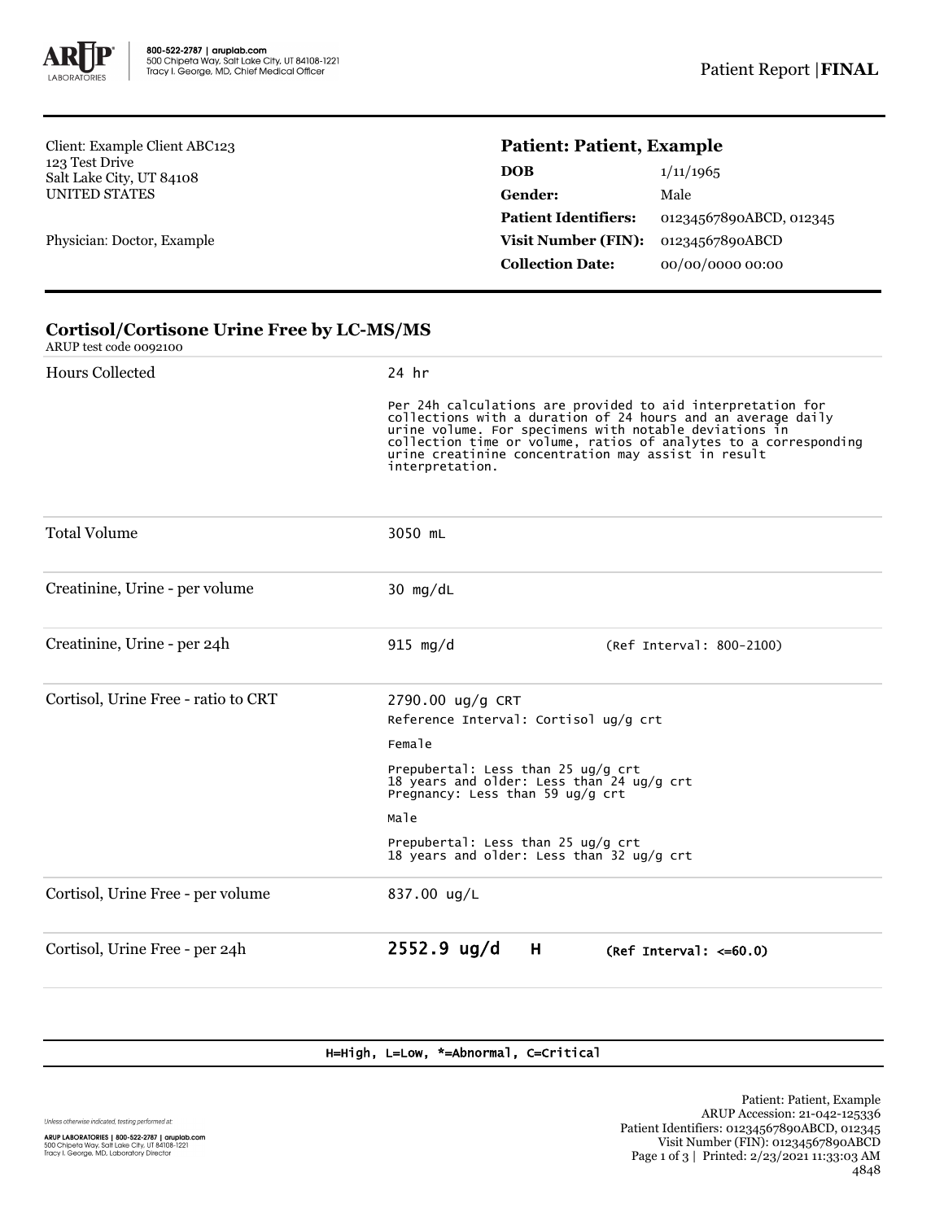800-522-2787 | aruplab.com
500 Chipeta Way, Salt Lake City, UT 84108-1221
Tracy I. George, MD, Chief Medical Officer

Patient Report | **FINAL**

Client: Example Client ABC123
123 Test Drive
Salt Lake City, UT 84108
UNITED STATES

Physician: Doctor, Example

## Patient: Patient, Example

| | |
|---|---|
| **DOB** | 1/11/1965 |
| **Gender:** | Male |
| **Patient Identifiers:** | 01234567890ABCD, 012345 |
| **Visit Number (FIN):** | 01234567890ABCD |
| **Collection Date:** | 00/00/0000 00:00 |

### Cortisol/Cortisone Urine Free by LC-MS/MS

ARUP test code 0092100

| Test | Result | Reference |
|---|---|---|
| Hours Collected | 24 hr<br><br>Per 24h calculations are provided to aid interpretation for collections with a duration of 24 hours and an average daily urine volume. For specimens with notable deviations in collection time or volume, ratios of analytes to a corresponding urine creatinine concentration may assist in result interpretation. | |
| Total Volume | 3050 mL | |
| Creatinine, Urine - per volume | 30 mg/dL | |
| Creatinine, Urine - per 24h | 915 mg/d | (Ref Interval: 800-2100) |
| Cortisol, Urine Free - ratio to CRT | 2790.00 ug/g CRT<br>Reference Interval: Cortisol ug/g crt<br><br>Female<br><br>Prepubertal: Less than 25 ug/g crt<br>18 years and older: Less than 24 ug/g crt<br>Pregnancy: Less than 59 ug/g crt<br><br>Male<br><br>Prepubertal: Less than 25 ug/g crt<br>18 years and older: Less than 32 ug/g crt | |
| Cortisol, Urine Free - per volume | 837.00 ug/L | |
| Cortisol, Urine Free - per 24h | **2552.9 ug/d H** | **(Ref Interval: <=60.0)** |

H=High, L=Low, *=Abnormal, C=Critical

*Unless otherwise indicated, testing performed at:*

**ARUP LABORATORIES | 800-522-2787 | aruplab.com**
500 Chipeta Way, Salt Lake City, UT 84108-1221
Tracy I. George, MD, Laboratory Director

Patient: Patient, Example
ARUP Accession: 21-042-125336
Patient Identifiers: 01234567890ABCD, 012345
Visit Number (FIN): 01234567890ABCD
Printed: 2/23/2021 11:33:03 AM
4848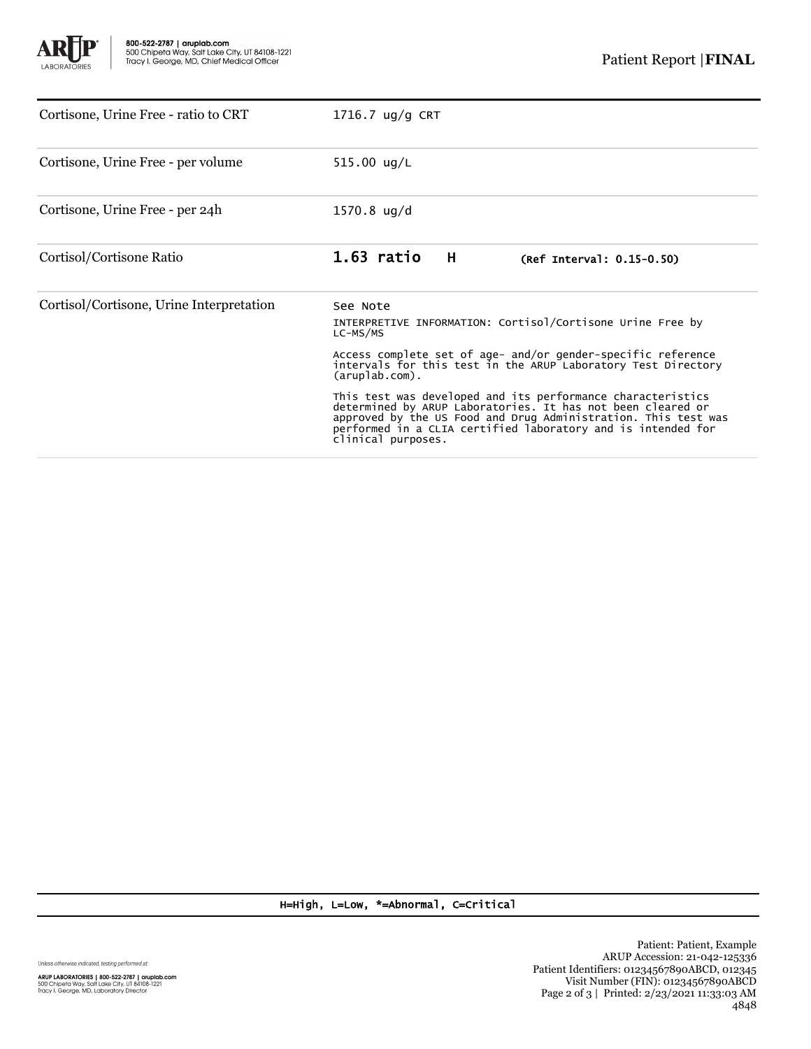| | |
|---|---|
| Cortisone, Urine Free - ratio to CRT | 1716.7 ug/g CRT |
| Cortisone, Urine Free - per volume | 515.00 ug/L |
| Cortisone, Urine Free - per 24h | 1570.8 ug/d |
| Cortisol/Cortisone Ratio | **1.63 ratio H** (Ref Interval: 0.15-0.50) |
| Cortisol/Cortisone, Urine Interpretation | See Note<br>INTERPRETIVE INFORMATION: Cortisol/Cortisone Urine Free by LC-MS/MS<br>Access complete set of age- and/or gender-specific reference intervals for this test in the ARUP Laboratory Test Directory (aruplab.com).<br>This test was developed and its performance characteristics determined by ARUP Laboratories. It has not been cleared or approved by the US Food and Drug Administration. This test was performed in a CLIA certified laboratory and is intended for clinical purposes. |

H=High, L=Low, *=Abnormal, C=Critical

Unless otherwise indicated, testing performed at:

ARUP LABORATORIES | 800-522-2787 | aruplab.com
500 Chipeta Way, Salt Lake City, UT 84108-1221
Tracy I. George, MD, Laboratory Director

Patient: Patient, Example
ARUP Accession: 21-042-125336
Patient Identifiers: 01234567890ABCD, 012345
Visit Number (FIN): 01234567890ABCD
Printed: 2/23/2021 11:33:03 AM
4848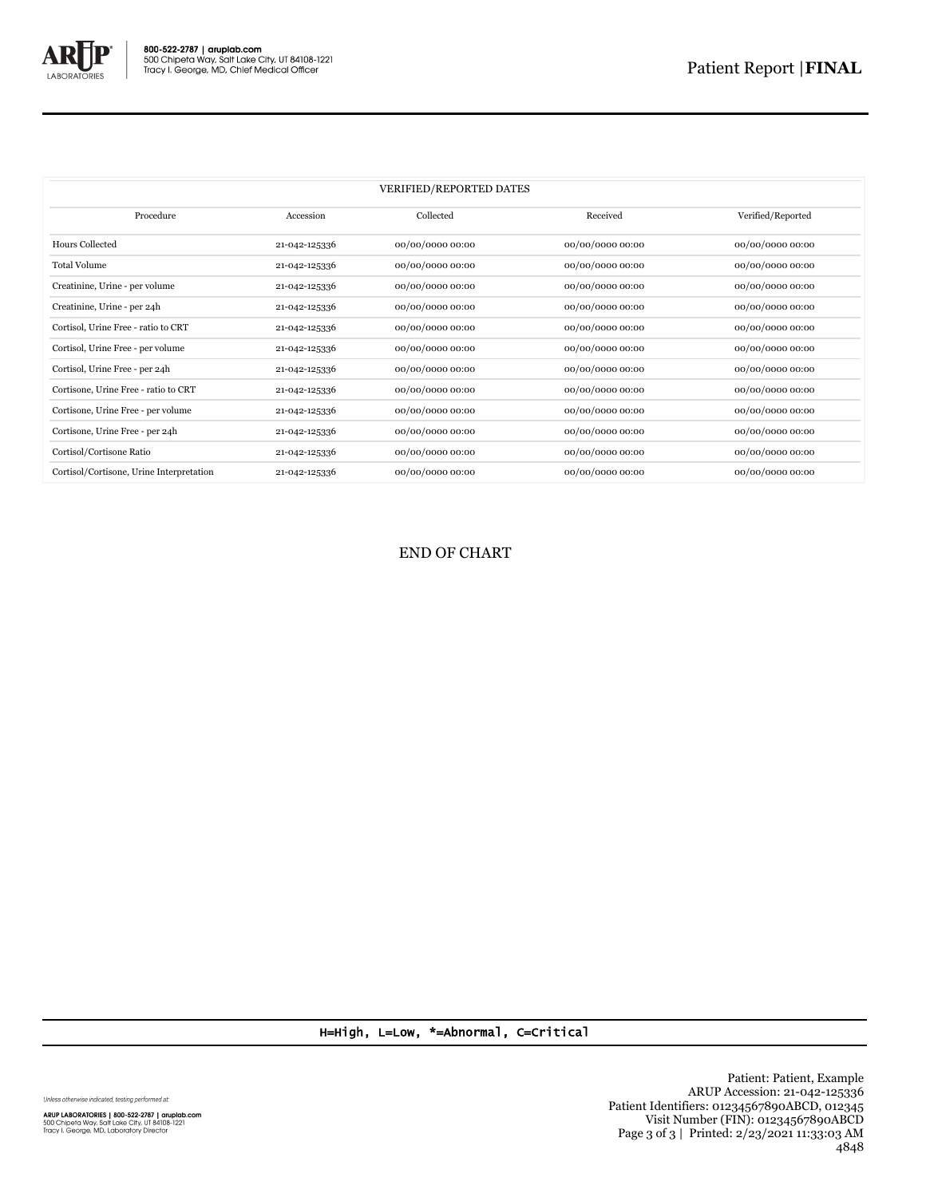| VERIFIED/REPORTED DATES | | | | |
|---|---|---|---|---|
| Procedure | Accession | Collected | Received | Verified/Reported |
| Hours Collected | 21-042-125336 | 00/00/0000 00:00 | 00/00/0000 00:00 | 00/00/0000 00:00 |
| Total Volume | 21-042-125336 | 00/00/0000 00:00 | 00/00/0000 00:00 | 00/00/0000 00:00 |
| Creatinine, Urine - per volume | 21-042-125336 | 00/00/0000 00:00 | 00/00/0000 00:00 | 00/00/0000 00:00 |
| Creatinine, Urine - per 24h | 21-042-125336 | 00/00/0000 00:00 | 00/00/0000 00:00 | 00/00/0000 00:00 |
| Cortisol, Urine Free - ratio to CRT | 21-042-125336 | 00/00/0000 00:00 | 00/00/0000 00:00 | 00/00/0000 00:00 |
| Cortisol, Urine Free - per volume | 21-042-125336 | 00/00/0000 00:00 | 00/00/0000 00:00 | 00/00/0000 00:00 |
| Cortisol, Urine Free - per 24h | 21-042-125336 | 00/00/0000 00:00 | 00/00/0000 00:00 | 00/00/0000 00:00 |
| Cortisone, Urine Free - ratio to CRT | 21-042-125336 | 00/00/0000 00:00 | 00/00/0000 00:00 | 00/00/0000 00:00 |
| Cortisone, Urine Free - per volume | 21-042-125336 | 00/00/0000 00:00 | 00/00/0000 00:00 | 00/00/0000 00:00 |
| Cortisone, Urine Free - per 24h | 21-042-125336 | 00/00/0000 00:00 | 00/00/0000 00:00 | 00/00/0000 00:00 |
| Cortisol/Cortisone Ratio | 21-042-125336 | 00/00/0000 00:00 | 00/00/0000 00:00 | 00/00/0000 00:00 |
| Cortisol/Cortisone, Urine Interpretation | 21-042-125336 | 00/00/0000 00:00 | 00/00/0000 00:00 | 00/00/0000 00:00 |

END OF CHART